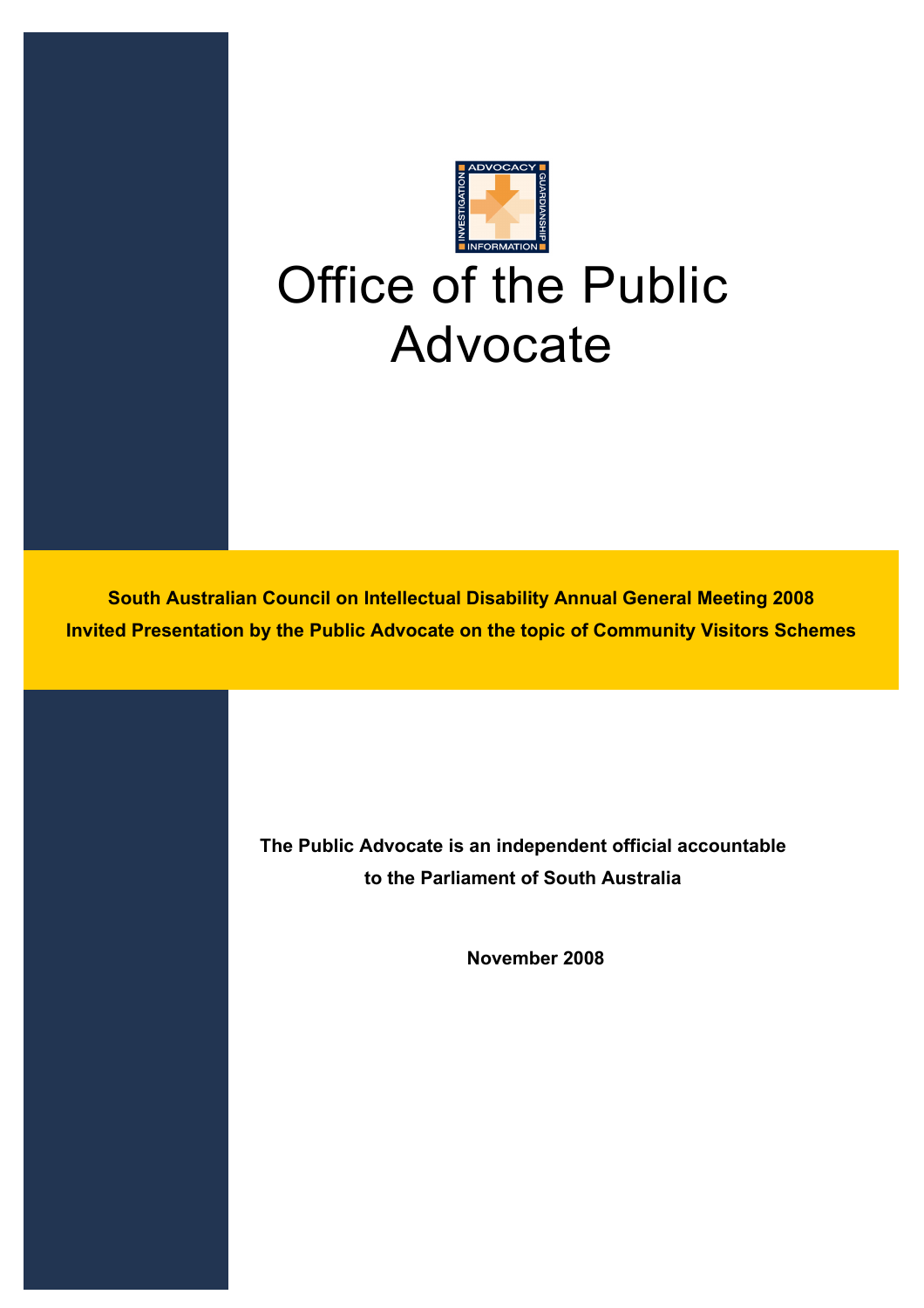# Office of the Public Advocate

**South Australian Council on Intellectual Disability Annual General Meeting 2008**

**Invited Presentation by the Public Advocate on the topic of Community Visitors Schemes**

**The Public Advocate is an independent official accountable to the Parliament of South Australia**

**November 2008**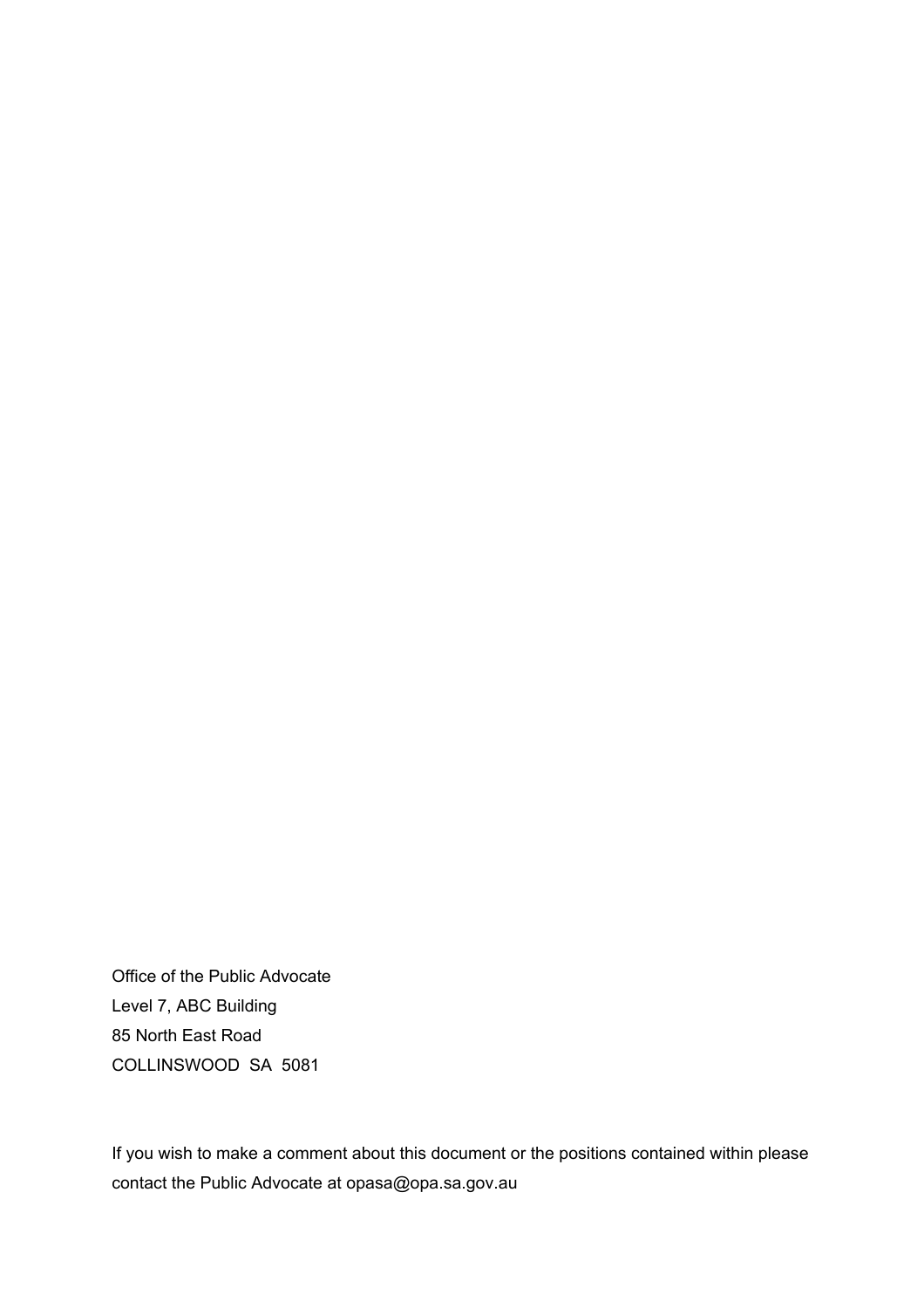Office of the Public Advocate
Level 7, ABC Building
85 North East Road
COLLINSWOOD SA 5081

If you wish to make a comment about this document or the positions contained within please contact the Public Advocate at opasa@opa.sa.gov.au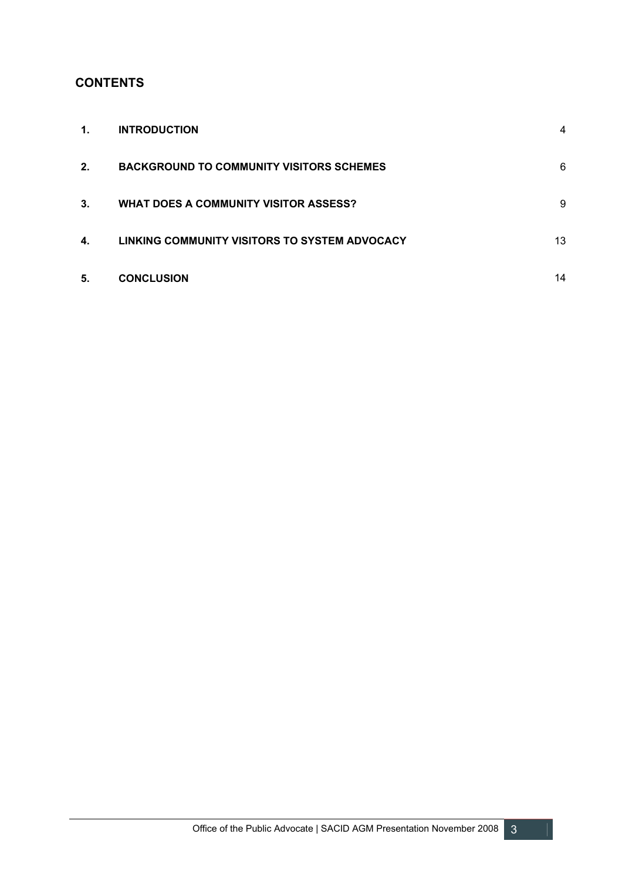## CONTENTS

| | | |
|---|---|---|
| **1.** | **INTRODUCTION** | 4 |
| **2.** | **BACKGROUND TO COMMUNITY VISITORS SCHEMES** | 6 |
| **3.** | **WHAT DOES A COMMUNITY VISITOR ASSESS?** | 9 |
| **4.** | **LINKING COMMUNITY VISITORS TO SYSTEM ADVOCACY** | 13 |
| **5.** | **CONCLUSION** | 14 |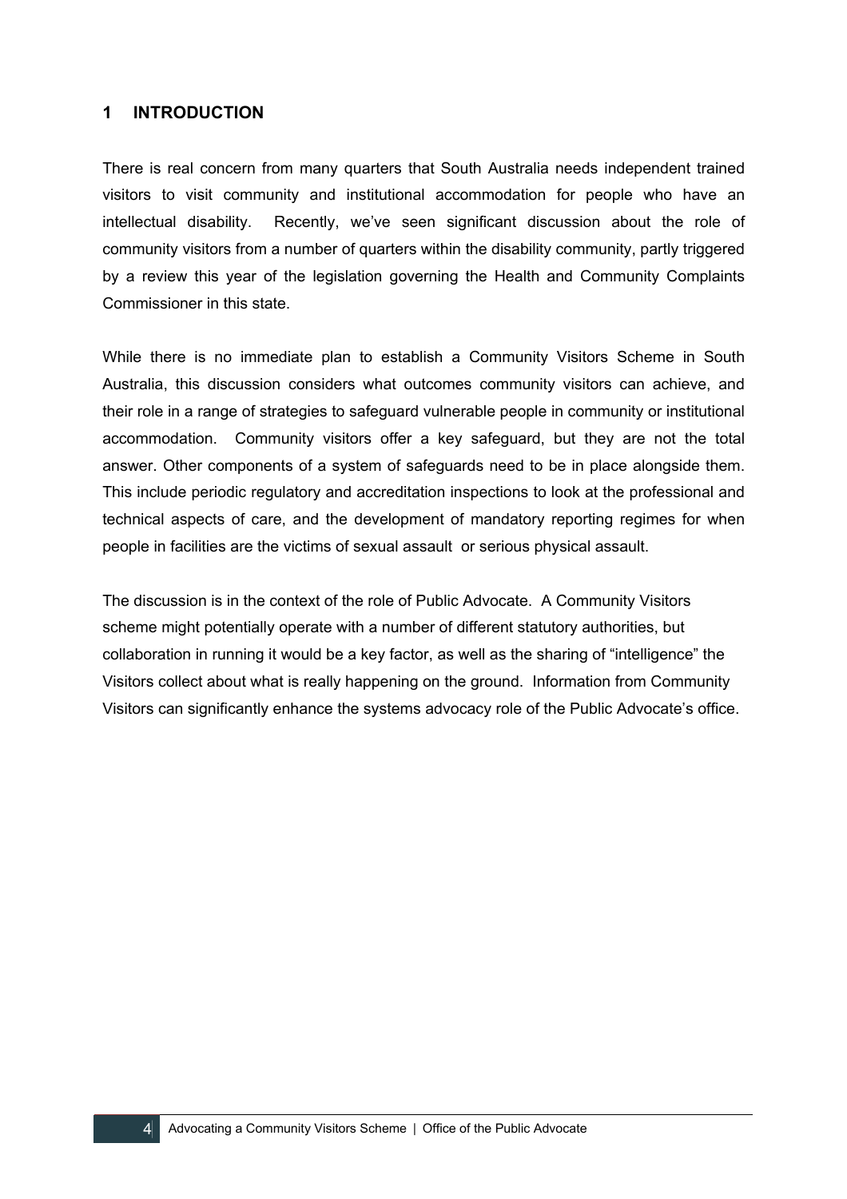# 1 INTRODUCTION

There is real concern from many quarters that South Australia needs independent trained visitors to visit community and institutional accommodation for people who have an intellectual disability. Recently, we've seen significant discussion about the role of community visitors from a number of quarters within the disability community, partly triggered by a review this year of the legislation governing the Health and Community Complaints Commissioner in this state.

While there is no immediate plan to establish a Community Visitors Scheme in South Australia, this discussion considers what outcomes community visitors can achieve, and their role in a range of strategies to safeguard vulnerable people in community or institutional accommodation. Community visitors offer a key safeguard, but they are not the total answer. Other components of a system of safeguards need to be in place alongside them. This include periodic regulatory and accreditation inspections to look at the professional and technical aspects of care, and the development of mandatory reporting regimes for when people in facilities are the victims of sexual assault or serious physical assault.

The discussion is in the context of the role of Public Advocate. A Community Visitors scheme might potentially operate with a number of different statutory authorities, but collaboration in running it would be a key factor, as well as the sharing of "intelligence" the Visitors collect about what is really happening on the ground. Information from Community Visitors can significantly enhance the systems advocacy role of the Public Advocate's office.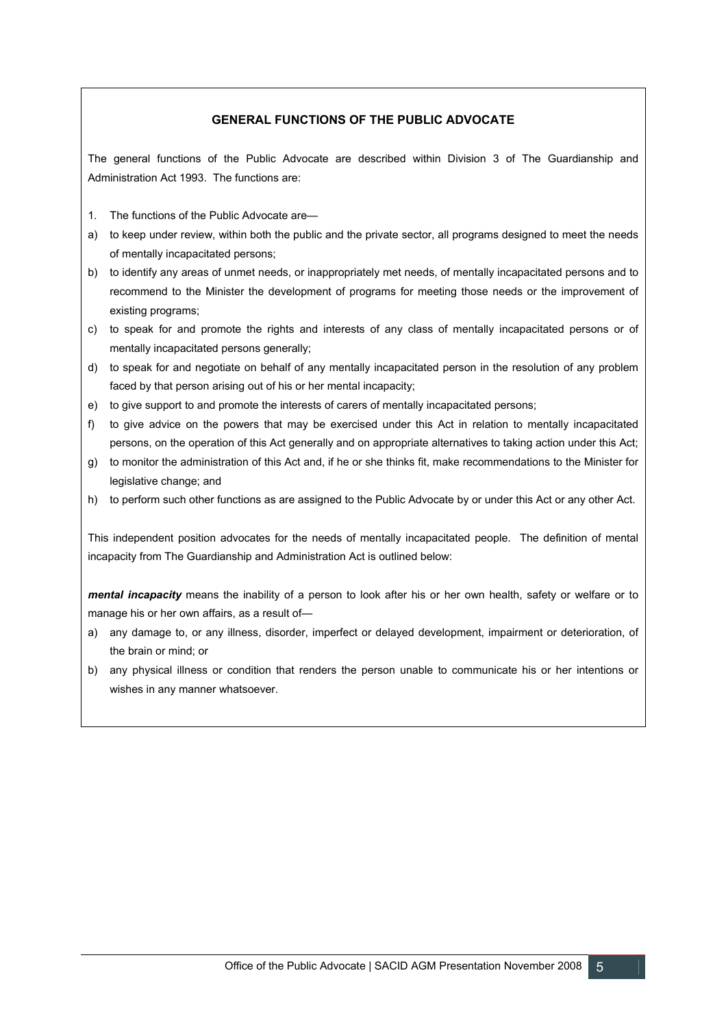## GENERAL FUNCTIONS OF THE PUBLIC ADVOCATE

The general functions of the Public Advocate are described within Division 3 of The Guardianship and Administration Act 1993. The functions are:

1. The functions of the Public Advocate are—

a) to keep under review, within both the public and the private sector, all programs designed to meet the needs of mentally incapacitated persons;
b) to identify any areas of unmet needs, or inappropriately met needs, of mentally incapacitated persons and to recommend to the Minister the development of programs for meeting those needs or the improvement of existing programs;
c) to speak for and promote the rights and interests of any class of mentally incapacitated persons or of mentally incapacitated persons generally;
d) to speak for and negotiate on behalf of any mentally incapacitated person in the resolution of any problem faced by that person arising out of his or her mental incapacity;
e) to give support to and promote the interests of carers of mentally incapacitated persons;
f) to give advice on the powers that may be exercised under this Act in relation to mentally incapacitated persons, on the operation of this Act generally and on appropriate alternatives to taking action under this Act;
g) to monitor the administration of this Act and, if he or she thinks fit, make recommendations to the Minister for legislative change; and
h) to perform such other functions as are assigned to the Public Advocate by or under this Act or any other Act.

This independent position advocates for the needs of mentally incapacitated people. The definition of mental incapacity from The Guardianship and Administration Act is outlined below:

***mental incapacity*** means the inability of a person to look after his or her own health, safety or welfare or to manage his or her own affairs, as a result of—

a) any damage to, or any illness, disorder, imperfect or delayed development, impairment or deterioration, of the brain or mind; or
b) any physical illness or condition that renders the person unable to communicate his or her intentions or wishes in any manner whatsoever.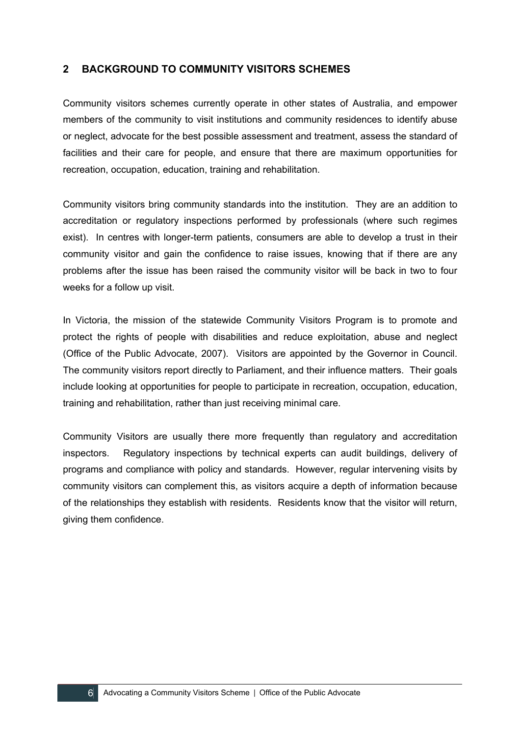## 2 BACKGROUND TO COMMUNITY VISITORS SCHEMES

Community visitors schemes currently operate in other states of Australia, and empower members of the community to visit institutions and community residences to identify abuse or neglect, advocate for the best possible assessment and treatment, assess the standard of facilities and their care for people, and ensure that there are maximum opportunities for recreation, occupation, education, training and rehabilitation.

Community visitors bring community standards into the institution. They are an addition to accreditation or regulatory inspections performed by professionals (where such regimes exist). In centres with longer-term patients, consumers are able to develop a trust in their community visitor and gain the confidence to raise issues, knowing that if there are any problems after the issue has been raised the community visitor will be back in two to four weeks for a follow up visit.

In Victoria, the mission of the statewide Community Visitors Program is to promote and protect the rights of people with disabilities and reduce exploitation, abuse and neglect (Office of the Public Advocate, 2007). Visitors are appointed by the Governor in Council. The community visitors report directly to Parliament, and their influence matters. Their goals include looking at opportunities for people to participate in recreation, occupation, education, training and rehabilitation, rather than just receiving minimal care.

Community Visitors are usually there more frequently than regulatory and accreditation inspectors. Regulatory inspections by technical experts can audit buildings, delivery of programs and compliance with policy and standards. However, regular intervening visits by community visitors can complement this, as visitors acquire a depth of information because of the relationships they establish with residents. Residents know that the visitor will return, giving them confidence.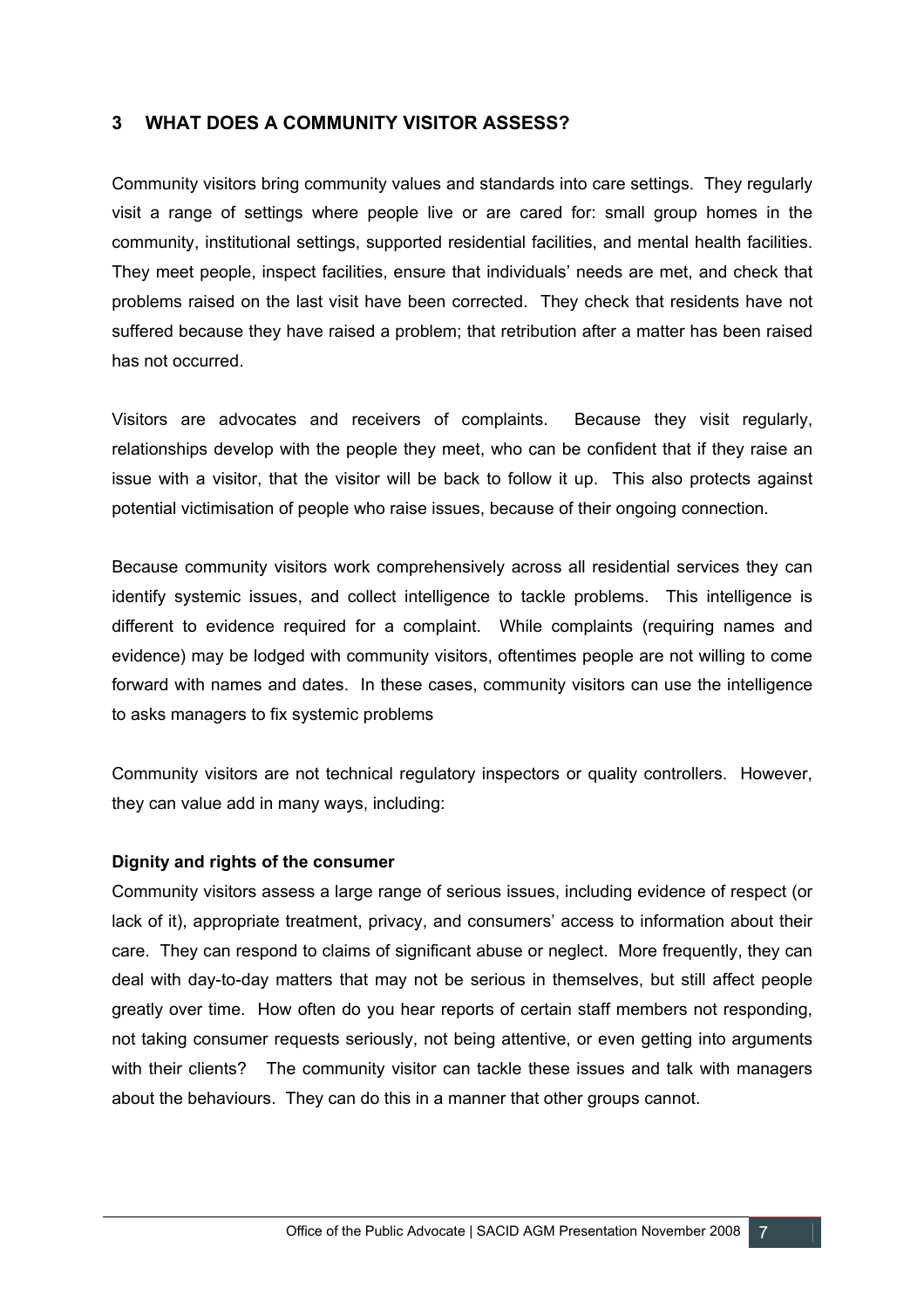## 3 WHAT DOES A COMMUNITY VISITOR ASSESS?

Community visitors bring community values and standards into care settings. They regularly visit a range of settings where people live or are cared for: small group homes in the community, institutional settings, supported residential facilities, and mental health facilities. They meet people, inspect facilities, ensure that individuals' needs are met, and check that problems raised on the last visit have been corrected. They check that residents have not suffered because they have raised a problem; that retribution after a matter has been raised has not occurred.

Visitors are advocates and receivers of complaints. Because they visit regularly, relationships develop with the people they meet, who can be confident that if they raise an issue with a visitor, that the visitor will be back to follow it up. This also protects against potential victimisation of people who raise issues, because of their ongoing connection.

Because community visitors work comprehensively across all residential services they can identify systemic issues, and collect intelligence to tackle problems. This intelligence is different to evidence required for a complaint. While complaints (requiring names and evidence) may be lodged with community visitors, oftentimes people are not willing to come forward with names and dates. In these cases, community visitors can use the intelligence to asks managers to fix systemic problems

Community visitors are not technical regulatory inspectors or quality controllers. However, they can value add in many ways, including:

**Dignity and rights of the consumer**

Community visitors assess a large range of serious issues, including evidence of respect (or lack of it), appropriate treatment, privacy, and consumers' access to information about their care. They can respond to claims of significant abuse or neglect. More frequently, they can deal with day-to-day matters that may not be serious in themselves, but still affect people greatly over time. How often do you hear reports of certain staff members not responding, not taking consumer requests seriously, not being attentive, or even getting into arguments with their clients? The community visitor can tackle these issues and talk with managers about the behaviours. They can do this in a manner that other groups cannot.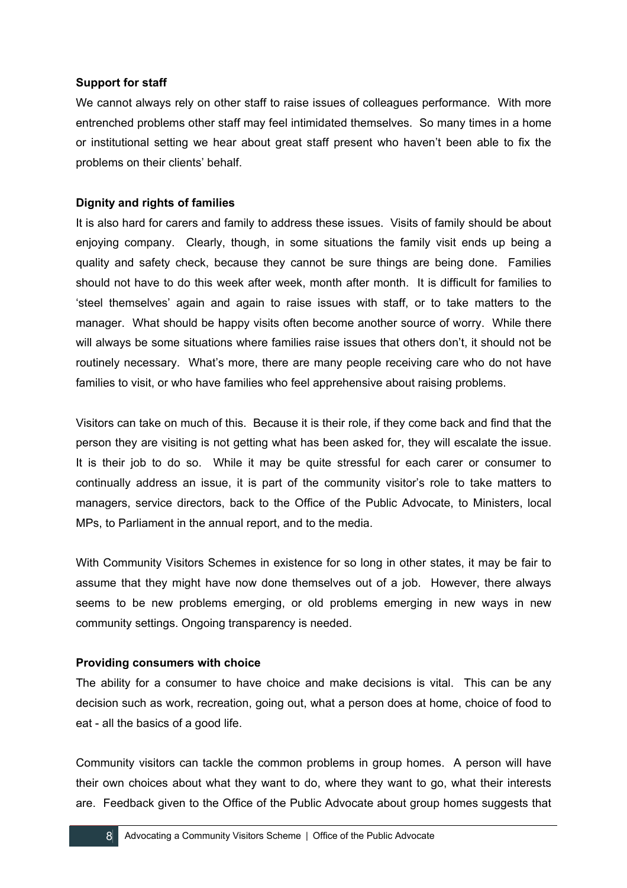**Support for staff**

We cannot always rely on other staff to raise issues of colleagues performance. With more entrenched problems other staff may feel intimidated themselves. So many times in a home or institutional setting we hear about great staff present who haven't been able to fix the problems on their clients' behalf.

**Dignity and rights of families**

It is also hard for carers and family to address these issues. Visits of family should be about enjoying company. Clearly, though, in some situations the family visit ends up being a quality and safety check, because they cannot be sure things are being done. Families should not have to do this week after week, month after month. It is difficult for families to 'steel themselves' again and again to raise issues with staff, or to take matters to the manager. What should be happy visits often become another source of worry. While there will always be some situations where families raise issues that others don't, it should not be routinely necessary. What's more, there are many people receiving care who do not have families to visit, or who have families who feel apprehensive about raising problems.

Visitors can take on much of this. Because it is their role, if they come back and find that the person they are visiting is not getting what has been asked for, they will escalate the issue. It is their job to do so. While it may be quite stressful for each carer or consumer to continually address an issue, it is part of the community visitor's role to take matters to managers, service directors, back to the Office of the Public Advocate, to Ministers, local MPs, to Parliament in the annual report, and to the media.

With Community Visitors Schemes in existence for so long in other states, it may be fair to assume that they might have now done themselves out of a job. However, there always seems to be new problems emerging, or old problems emerging in new ways in new community settings. Ongoing transparency is needed.

**Providing consumers with choice**

The ability for a consumer to have choice and make decisions is vital. This can be any decision such as work, recreation, going out, what a person does at home, choice of food to eat - all the basics of a good life.

Community visitors can tackle the common problems in group homes. A person will have their own choices about what they want to do, where they want to go, what their interests are. Feedback given to the Office of the Public Advocate about group homes suggests that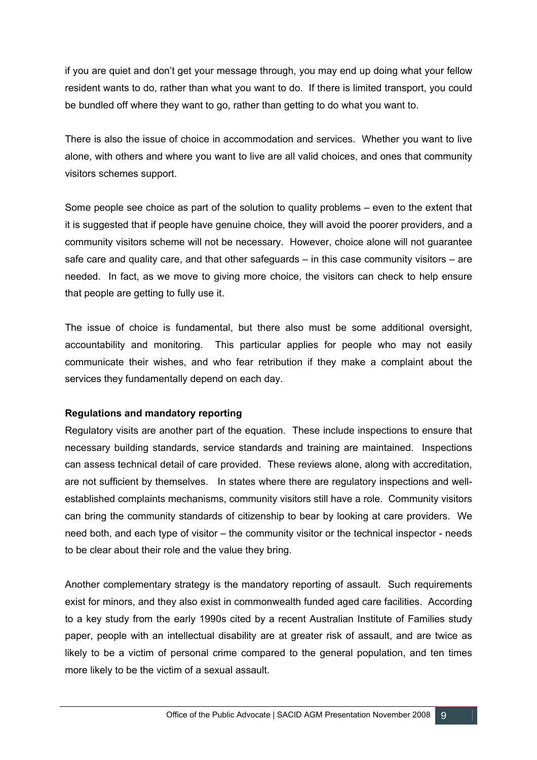if you are quiet and don't get your message through, you may end up doing what your fellow resident wants to do, rather than what you want to do. If there is limited transport, you could be bundled off where they want to go, rather than getting to do what you want to.

There is also the issue of choice in accommodation and services. Whether you want to live alone, with others and where you want to live are all valid choices, and ones that community visitors schemes support.

Some people see choice as part of the solution to quality problems – even to the extent that it is suggested that if people have genuine choice, they will avoid the poorer providers, and a community visitors scheme will not be necessary. However, choice alone will not guarantee safe care and quality care, and that other safeguards – in this case community visitors – are needed. In fact, as we move to giving more choice, the visitors can check to help ensure that people are getting to fully use it.

The issue of choice is fundamental, but there also must be some additional oversight, accountability and monitoring. This particular applies for people who may not easily communicate their wishes, and who fear retribution if they make a complaint about the services they fundamentally depend on each day.

**Regulations and mandatory reporting**

Regulatory visits are another part of the equation. These include inspections to ensure that necessary building standards, service standards and training are maintained. Inspections can assess technical detail of care provided. These reviews alone, along with accreditation, are not sufficient by themselves. In states where there are regulatory inspections and well-established complaints mechanisms, community visitors still have a role. Community visitors can bring the community standards of citizenship to bear by looking at care providers. We need both, and each type of visitor – the community visitor or the technical inspector - needs to be clear about their role and the value they bring.

Another complementary strategy is the mandatory reporting of assault. Such requirements exist for minors, and they also exist in commonwealth funded aged care facilities. According to a key study from the early 1990s cited by a recent Australian Institute of Families study paper, people with an intellectual disability are at greater risk of assault, and are twice as likely to be a victim of personal crime compared to the general population, and ten times more likely to be the victim of a sexual assault.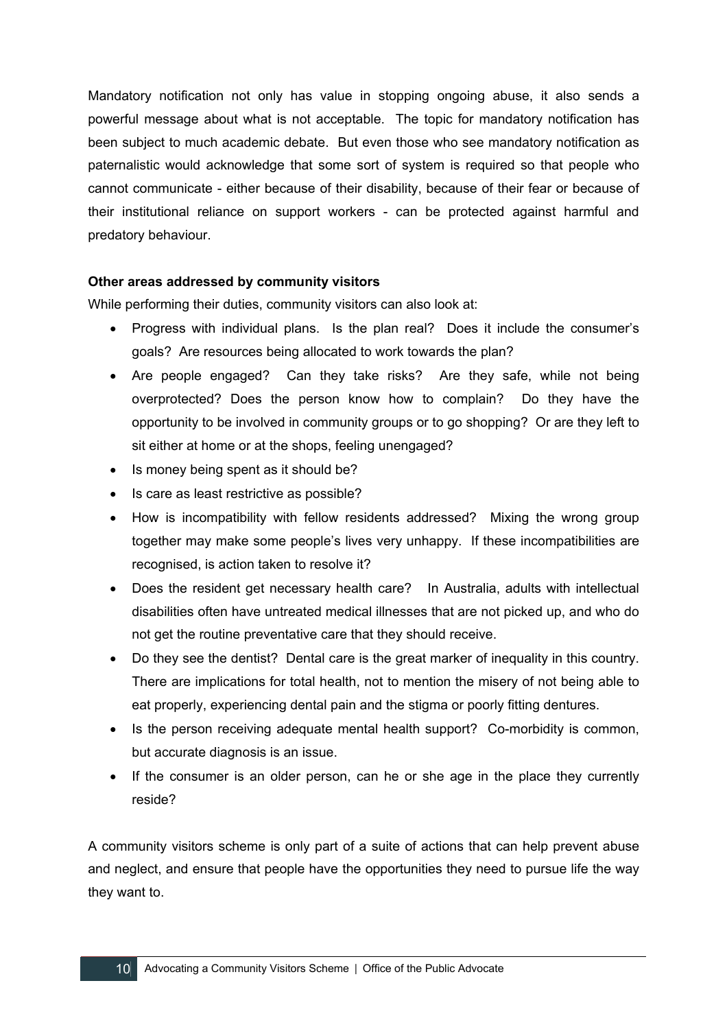Mandatory notification not only has value in stopping ongoing abuse, it also sends a powerful message about what is not acceptable. The topic for mandatory notification has been subject to much academic debate. But even those who see mandatory notification as paternalistic would acknowledge that some sort of system is required so that people who cannot communicate - either because of their disability, because of their fear or because of their institutional reliance on support workers - can be protected against harmful and predatory behaviour.

**Other areas addressed by community visitors**

While performing their duties, community visitors can also look at:

- Progress with individual plans. Is the plan real? Does it include the consumer's goals? Are resources being allocated to work towards the plan?
- Are people engaged? Can they take risks? Are they safe, while not being overprotected? Does the person know how to complain? Do they have the opportunity to be involved in community groups or to go shopping? Or are they left to sit either at home or at the shops, feeling unengaged?
- Is money being spent as it should be?
- Is care as least restrictive as possible?
- How is incompatibility with fellow residents addressed? Mixing the wrong group together may make some people's lives very unhappy. If these incompatibilities are recognised, is action taken to resolve it?
- Does the resident get necessary health care? In Australia, adults with intellectual disabilities often have untreated medical illnesses that are not picked up, and who do not get the routine preventative care that they should receive.
- Do they see the dentist? Dental care is the great marker of inequality in this country. There are implications for total health, not to mention the misery of not being able to eat properly, experiencing dental pain and the stigma or poorly fitting dentures.
- Is the person receiving adequate mental health support? Co-morbidity is common, but accurate diagnosis is an issue.
- If the consumer is an older person, can he or she age in the place they currently reside?

A community visitors scheme is only part of a suite of actions that can help prevent abuse and neglect, and ensure that people have the opportunities they need to pursue life the way they want to.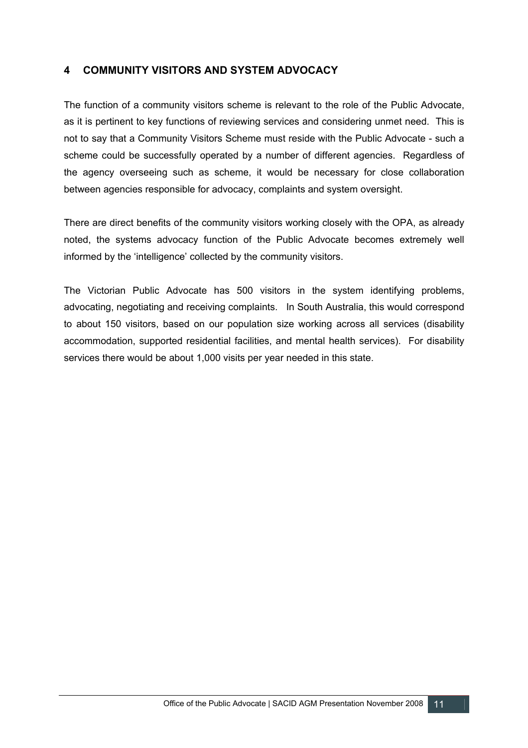## 4 COMMUNITY VISITORS AND SYSTEM ADVOCACY

The function of a community visitors scheme is relevant to the role of the Public Advocate, as it is pertinent to key functions of reviewing services and considering unmet need. This is not to say that a Community Visitors Scheme must reside with the Public Advocate - such a scheme could be successfully operated by a number of different agencies. Regardless of the agency overseeing such as scheme, it would be necessary for close collaboration between agencies responsible for advocacy, complaints and system oversight.

There are direct benefits of the community visitors working closely with the OPA, as already noted, the systems advocacy function of the Public Advocate becomes extremely well informed by the 'intelligence' collected by the community visitors.

The Victorian Public Advocate has 500 visitors in the system identifying problems, advocating, negotiating and receiving complaints. In South Australia, this would correspond to about 150 visitors, based on our population size working across all services (disability accommodation, supported residential facilities, and mental health services). For disability services there would be about 1,000 visits per year needed in this state.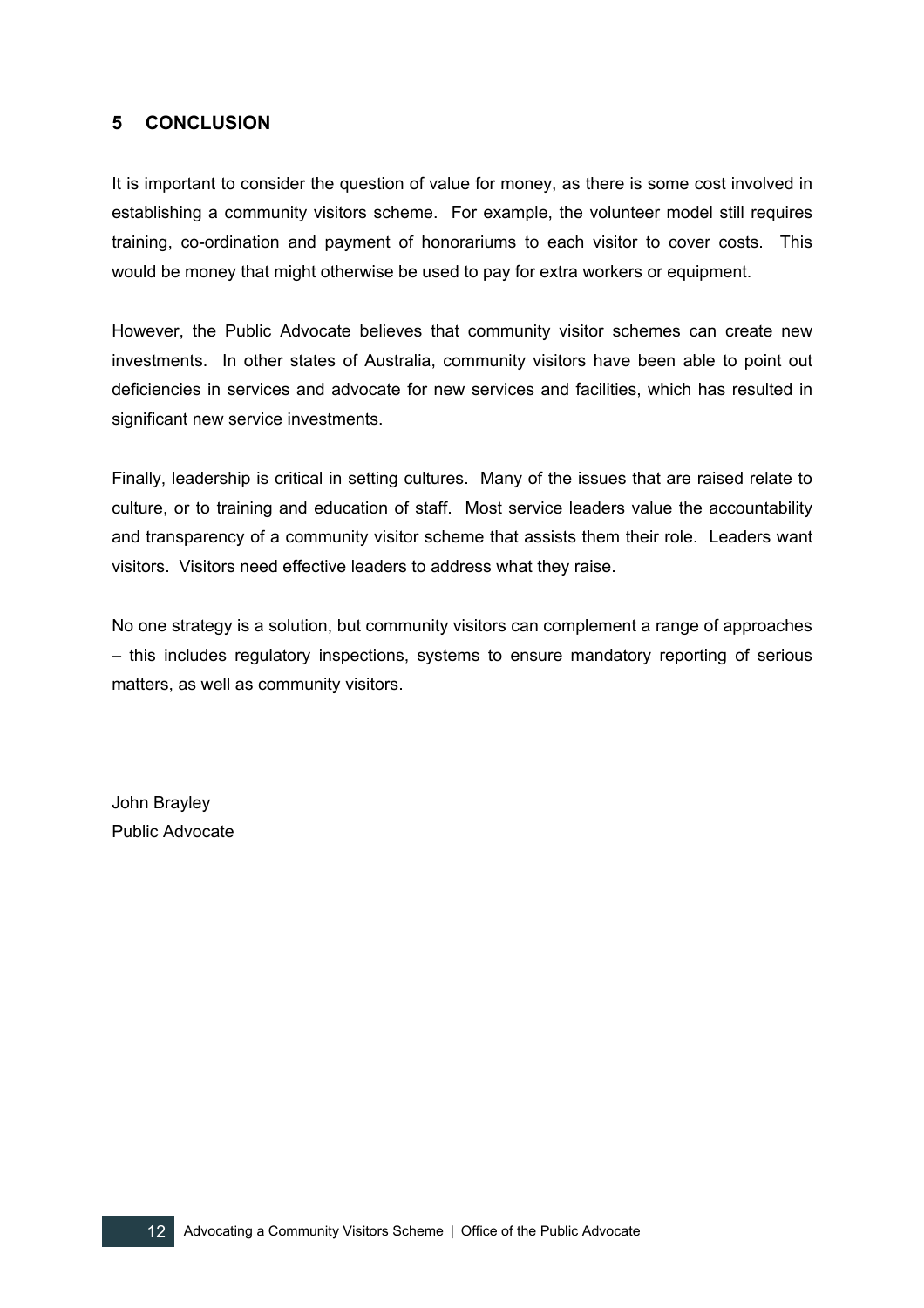## 5 CONCLUSION

It is important to consider the question of value for money, as there is some cost involved in establishing a community visitors scheme. For example, the volunteer model still requires training, co-ordination and payment of honorariums to each visitor to cover costs. This would be money that might otherwise be used to pay for extra workers or equipment.

However, the Public Advocate believes that community visitor schemes can create new investments. In other states of Australia, community visitors have been able to point out deficiencies in services and advocate for new services and facilities, which has resulted in significant new service investments.

Finally, leadership is critical in setting cultures. Many of the issues that are raised relate to culture, or to training and education of staff. Most service leaders value the accountability and transparency of a community visitor scheme that assists them their role. Leaders want visitors. Visitors need effective leaders to address what they raise.

No one strategy is a solution, but community visitors can complement a range of approaches – this includes regulatory inspections, systems to ensure mandatory reporting of serious matters, as well as community visitors.

John Brayley
Public Advocate